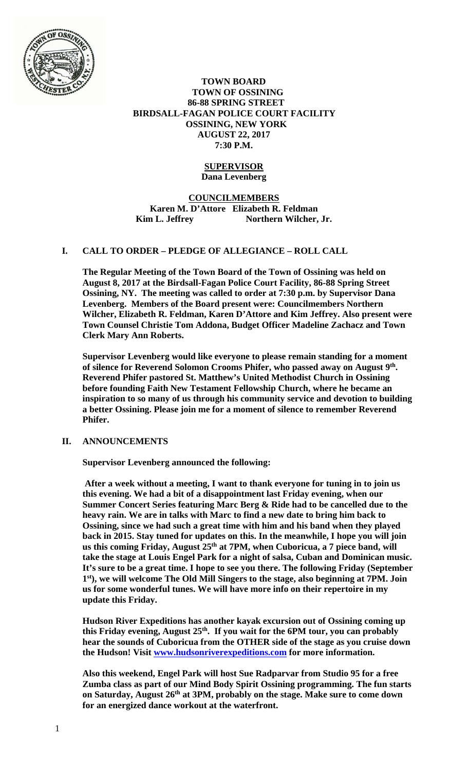**TOWN BOARD**
**TOWN OF OSSINING**
**86-88 SPRING STREET**
**BIRDSALL-FAGAN POLICE COURT FACILITY**
**OSSINING, NEW YORK**
**AUGUST 22, 2017**
**7:30 P.M.**

**SUPERVISOR**
**Dana Levenberg**

**COUNCILMEMBERS**
**Karen M. D'Attore Elizabeth R. Feldman**
**Kim L. Jeffrey Northern Wilcher, Jr.**

## I. CALL TO ORDER – PLEDGE OF ALLEGIANCE – ROLL CALL

**The Regular Meeting of the Town Board of the Town of Ossining was held on August 8, 2017 at the Birdsall-Fagan Police Court Facility, 86-88 Spring Street Ossining, NY. The meeting was called to order at 7:30 p.m. by Supervisor Dana Levenberg. Members of the Board present were: Councilmembers Northern Wilcher, Elizabeth R. Feldman, Karen D'Attore and Kim Jeffrey. Also present were Town Counsel Christie Tom Addona, Budget Officer Madeline Zachacz and Town Clerk Mary Ann Roberts.**

**Supervisor Levenberg would like everyone to please remain standing for a moment of silence for Reverend Solomon Crooms Phifer, who passed away on August 9th. Reverend Phifer pastored St. Matthew's United Methodist Church in Ossining before founding Faith New Testament Fellowship Church, where he became an inspiration to so many of us through his community service and devotion to building a better Ossining. Please join me for a moment of silence to remember Reverend Phifer.**

## II. ANNOUNCEMENTS

**Supervisor Levenberg announced the following:**

**After a week without a meeting, I want to thank everyone for tuning in to join us this evening. We had a bit of a disappointment last Friday evening, when our Summer Concert Series featuring Marc Berg & Ride had to be cancelled due to the heavy rain. We are in talks with Marc to find a new date to bring him back to Ossining, since we had such a great time with him and his band when they played back in 2015. Stay tuned for updates on this. In the meanwhile, I hope you will join us this coming Friday, August 25th at 7PM, when Cuboricua, a 7 piece band, will take the stage at Louis Engel Park for a night of salsa, Cuban and Dominican music. It's sure to be a great time. I hope to see you there. The following Friday (September 1st), we will welcome The Old Mill Singers to the stage, also beginning at 7PM. Join us for some wonderful tunes. We will have more info on their repertoire in my update this Friday.**

**Hudson River Expeditions has another kayak excursion out of Ossining coming up this Friday evening, August 25th. If you wait for the 6PM tour, you can probably hear the sounds of Cuboricua from the OTHER side of the stage as you cruise down the Hudson! Visit www.hudsonriverexpeditions.com for more information.**

**Also this weekend, Engel Park will host Sue Radparvar from Studio 95 for a free Zumba class as part of our Mind Body Spirit Ossining programming. The fun starts on Saturday, August 26th at 3PM, probably on the stage. Make sure to come down for an energized dance workout at the waterfront.**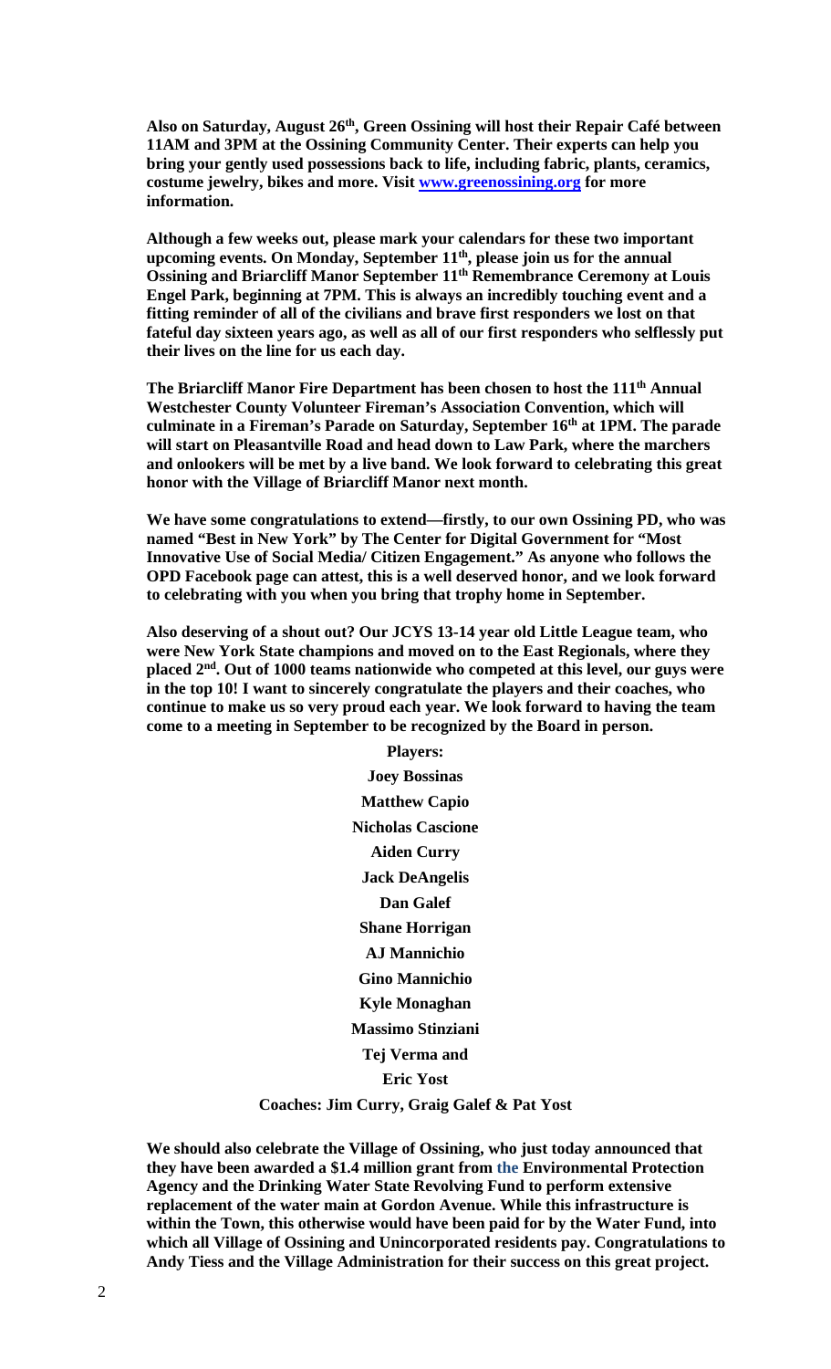**Also on Saturday, August 26th, Green Ossining will host their Repair Café between 11AM and 3PM at the Ossining Community Center. Their experts can help you bring your gently used possessions back to life, including fabric, plants, ceramics, costume jewelry, bikes and more. Visit [www.greenossining.org](http://www.greenossining.org) for more information.**

**Although a few weeks out, please mark your calendars for these two important upcoming events. On Monday, September 11th, please join us for the annual Ossining and Briarcliff Manor September 11th Remembrance Ceremony at Louis Engel Park, beginning at 7PM. This is always an incredibly touching event and a fitting reminder of all of the civilians and brave first responders we lost on that fateful day sixteen years ago, as well as all of our first responders who selflessly put their lives on the line for us each day.**

**The Briarcliff Manor Fire Department has been chosen to host the 111th Annual Westchester County Volunteer Fireman's Association Convention, which will culminate in a Fireman's Parade on Saturday, September 16th at 1PM. The parade will start on Pleasantville Road and head down to Law Park, where the marchers and onlookers will be met by a live band. We look forward to celebrating this great honor with the Village of Briarcliff Manor next month.**

**We have some congratulations to extend—firstly, to our own Ossining PD, who was named "Best in New York" by The Center for Digital Government for "Most Innovative Use of Social Media/ Citizen Engagement." As anyone who follows the OPD Facebook page can attest, this is a well deserved honor, and we look forward to celebrating with you when you bring that trophy home in September.**

**Also deserving of a shout out? Our JCYS 13-14 year old Little League team, who were New York State champions and moved on to the East Regionals, where they placed 2nd. Out of 1000 teams nationwide who competed at this level, our guys were in the top 10! I want to sincerely congratulate the players and their coaches, who continue to make us so very proud each year. We look forward to having the team come to a meeting in September to be recognized by the Board in person.**

**Players:**

**Joey Bossinas**

**Matthew Capio**

**Nicholas Cascione**

**Aiden Curry**

**Jack DeAngelis**

**Dan Galef**

**Shane Horrigan**

**AJ Mannichio**

**Gino Mannichio**

**Kyle Monaghan**

**Massimo Stinziani**

**Tej Verma and**

**Eric Yost**

**Coaches: Jim Curry, Graig Galef & Pat Yost**

**We should also celebrate the Village of Ossining, who just today announced that they have been awarded a $1.4 million grant from the Environmental Protection Agency and the Drinking Water State Revolving Fund to perform extensive replacement of the water main at Gordon Avenue. While this infrastructure is within the Town, this otherwise would have been paid for by the Water Fund, into which all Village of Ossining and Unincorporated residents pay. Congratulations to Andy Tiess and the Village Administration for their success on this great project.**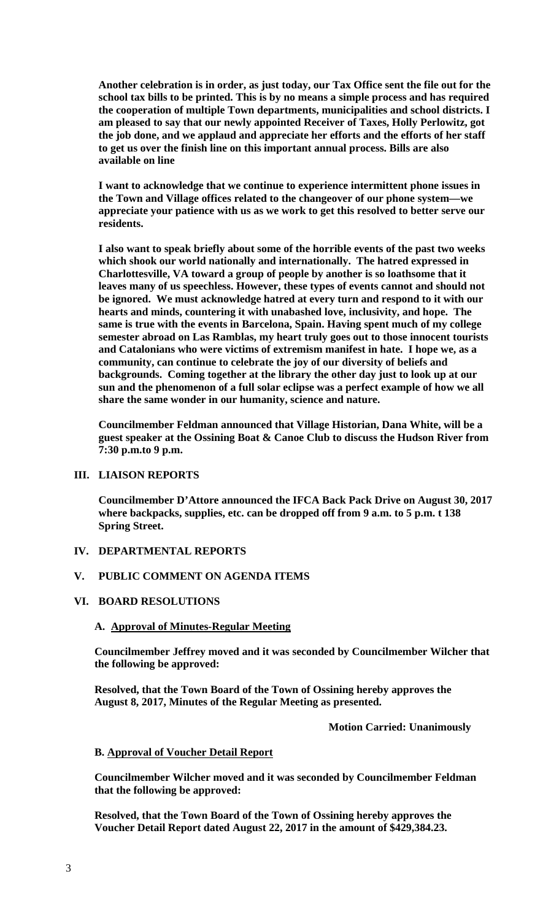**Another celebration is in order, as just today, our Tax Office sent the file out for the school tax bills to be printed. This is by no means a simple process and has required the cooperation of multiple Town departments, municipalities and school districts. I am pleased to say that our newly appointed Receiver of Taxes, Holly Perlowitz, got the job done, and we applaud and appreciate her efforts and the efforts of her staff to get us over the finish line on this important annual process. Bills are also available on line**

**I want to acknowledge that we continue to experience intermittent phone issues in the Town and Village offices related to the changeover of our phone system—we appreciate your patience with us as we work to get this resolved to better serve our residents.**

**I also want to speak briefly about some of the horrible events of the past two weeks which shook our world nationally and internationally. The hatred expressed in Charlottesville, VA toward a group of people by another is so loathsome that it leaves many of us speechless. However, these types of events cannot and should not be ignored. We must acknowledge hatred at every turn and respond to it with our hearts and minds, countering it with unabashed love, inclusivity, and hope. The same is true with the events in Barcelona, Spain. Having spent much of my college semester abroad on Las Ramblas, my heart truly goes out to those innocent tourists and Catalonians who were victims of extremism manifest in hate. I hope we, as a community, can continue to celebrate the joy of our diversity of beliefs and backgrounds. Coming together at the library the other day just to look up at our sun and the phenomenon of a full solar eclipse was a perfect example of how we all share the same wonder in our humanity, science and nature.**

**Councilmember Feldman announced that Village Historian, Dana White, will be a guest speaker at the Ossining Boat & Canoe Club to discuss the Hudson River from 7:30 p.m.to 9 p.m.**

## III. LIAISON REPORTS

**Councilmember D'Attore announced the IFCA Back Pack Drive on August 30, 2017 where backpacks, supplies, etc. can be dropped off from 9 a.m. to 5 p.m. t 138 Spring Street.**

## IV. DEPARTMENTAL REPORTS

## V. PUBLIC COMMENT ON AGENDA ITEMS

## VI. BOARD RESOLUTIONS

### A. Approval of Minutes-Regular Meeting

**Councilmember Jeffrey moved and it was seconded by Councilmember Wilcher that the following be approved:**

**Resolved, that the Town Board of the Town of Ossining hereby approves the August 8, 2017, Minutes of the Regular Meeting as presented.**

**Motion Carried: Unanimously**

### B. Approval of Voucher Detail Report

**Councilmember Wilcher moved and it was seconded by Councilmember Feldman that the following be approved:**

**Resolved, that the Town Board of the Town of Ossining hereby approves the Voucher Detail Report dated August 22, 2017 in the amount of $429,384.23.**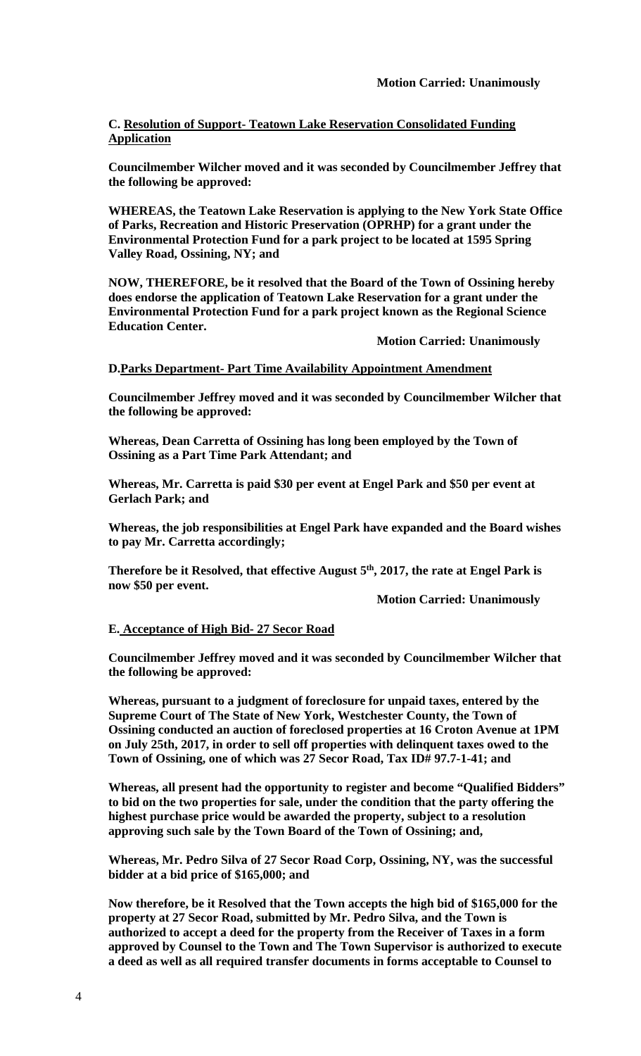**Motion Carried: Unanimously**

**C. <u>Resolution of Support- Teatown Lake Reservation Consolidated Funding Application</u>**

**Councilmember Wilcher moved and it was seconded by Councilmember Jeffrey that the following be approved:**

**WHEREAS, the Teatown Lake Reservation is applying to the New York State Office of Parks, Recreation and Historic Preservation (OPRHP) for a grant under the Environmental Protection Fund for a park project to be located at 1595 Spring Valley Road, Ossining, NY; and**

**NOW, THEREFORE, be it resolved that the Board of the Town of Ossining hereby does endorse the application of Teatown Lake Reservation for a grant under the Environmental Protection Fund for a park project known as the Regional Science Education Center.**

**Motion Carried: Unanimously**

**D.<u>Parks Department- Part Time Availability Appointment Amendment</u>**

**Councilmember Jeffrey moved and it was seconded by Councilmember Wilcher that the following be approved:**

**Whereas, Dean Carretta of Ossining has long been employed by the Town of Ossining as a Part Time Park Attendant; and**

**Whereas, Mr. Carretta is paid $30 per event at Engel Park and $50 per event at Gerlach Park; and**

**Whereas, the job responsibilities at Engel Park have expanded and the Board wishes to pay Mr. Carretta accordingly;**

**Therefore be it Resolved, that effective August 5th, 2017, the rate at Engel Park is now $50 per event.**

**Motion Carried: Unanimously**

**E. <u>Acceptance of High Bid- 27 Secor Road</u>**

**Councilmember Jeffrey moved and it was seconded by Councilmember Wilcher that the following be approved:**

**Whereas, pursuant to a judgment of foreclosure for unpaid taxes, entered by the Supreme Court of The State of New York, Westchester County, the Town of Ossining conducted an auction of foreclosed properties at 16 Croton Avenue at 1PM on July 25th, 2017, in order to sell off properties with delinquent taxes owed to the Town of Ossining, one of which was 27 Secor Road, Tax ID# 97.7-1-41; and**

**Whereas, all present had the opportunity to register and become "Qualified Bidders" to bid on the two properties for sale, under the condition that the party offering the highest purchase price would be awarded the property, subject to a resolution approving such sale by the Town Board of the Town of Ossining; and,**

**Whereas, Mr. Pedro Silva of 27 Secor Road Corp, Ossining, NY, was the successful bidder at a bid price of $165,000; and**

**Now therefore, be it Resolved that the Town accepts the high bid of $165,000 for the property at 27 Secor Road, submitted by Mr. Pedro Silva, and the Town is authorized to accept a deed for the property from the Receiver of Taxes in a form approved by Counsel to the Town and The Town Supervisor is authorized to execute a deed as well as all required transfer documents in forms acceptable to Counsel to**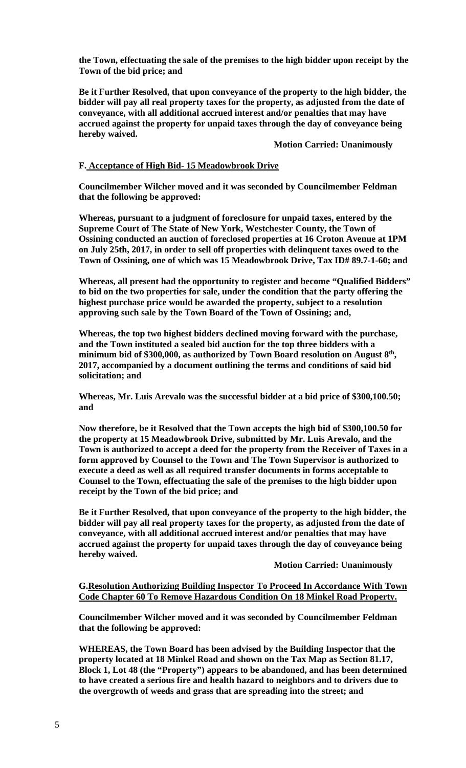**the Town, effectuating the sale of the premises to the high bidder upon receipt by the Town of the bid price; and**

**Be it Further Resolved, that upon conveyance of the property to the high bidder, the bidder will pay all real property taxes for the property, as adjusted from the date of conveyance, with all additional accrued interest and/or penalties that may have accrued against the property for unpaid taxes through the day of conveyance being hereby waived.**

**Motion Carried: Unanimously**

**F. Acceptance of High Bid- 15 Meadowbrook Drive**

**Councilmember Wilcher moved and it was seconded by Councilmember Feldman that the following be approved:**

**Whereas, pursuant to a judgment of foreclosure for unpaid taxes, entered by the Supreme Court of The State of New York, Westchester County, the Town of Ossining conducted an auction of foreclosed properties at 16 Croton Avenue at 1PM on July 25th, 2017, in order to sell off properties with delinquent taxes owed to the Town of Ossining, one of which was 15 Meadowbrook Drive, Tax ID# 89.7-1-60; and**

**Whereas, all present had the opportunity to register and become "Qualified Bidders" to bid on the two properties for sale, under the condition that the party offering the highest purchase price would be awarded the property, subject to a resolution approving such sale by the Town Board of the Town of Ossining; and,**

**Whereas, the top two highest bidders declined moving forward with the purchase, and the Town instituted a sealed bid auction for the top three bidders with a minimum bid of $300,000, as authorized by Town Board resolution on August 8th, 2017, accompanied by a document outlining the terms and conditions of said bid solicitation; and**

**Whereas, Mr. Luis Arevalo was the successful bidder at a bid price of $300,100.50; and**

**Now therefore, be it Resolved that the Town accepts the high bid of $300,100.50 for the property at 15 Meadowbrook Drive, submitted by Mr. Luis Arevalo, and the Town is authorized to accept a deed for the property from the Receiver of Taxes in a form approved by Counsel to the Town and The Town Supervisor is authorized to execute a deed as well as all required transfer documents in forms acceptable to Counsel to the Town, effectuating the sale of the premises to the high bidder upon receipt by the Town of the bid price; and**

**Be it Further Resolved, that upon conveyance of the property to the high bidder, the bidder will pay all real property taxes for the property, as adjusted from the date of conveyance, with all additional accrued interest and/or penalties that may have accrued against the property for unpaid taxes through the day of conveyance being hereby waived.**

**Motion Carried: Unanimously**

**G. Resolution Authorizing Building Inspector To Proceed In Accordance With Town Code Chapter 60 To Remove Hazardous Condition On 18 Minkel Road Property.**

**Councilmember Wilcher moved and it was seconded by Councilmember Feldman that the following be approved:**

**WHEREAS, the Town Board has been advised by the Building Inspector that the property located at 18 Minkel Road and shown on the Tax Map as Section 81.17, Block 1, Lot 48 (the "Property") appears to be abandoned, and has been determined to have created a serious fire and health hazard to neighbors and to drivers due to the overgrowth of weeds and grass that are spreading into the street; and**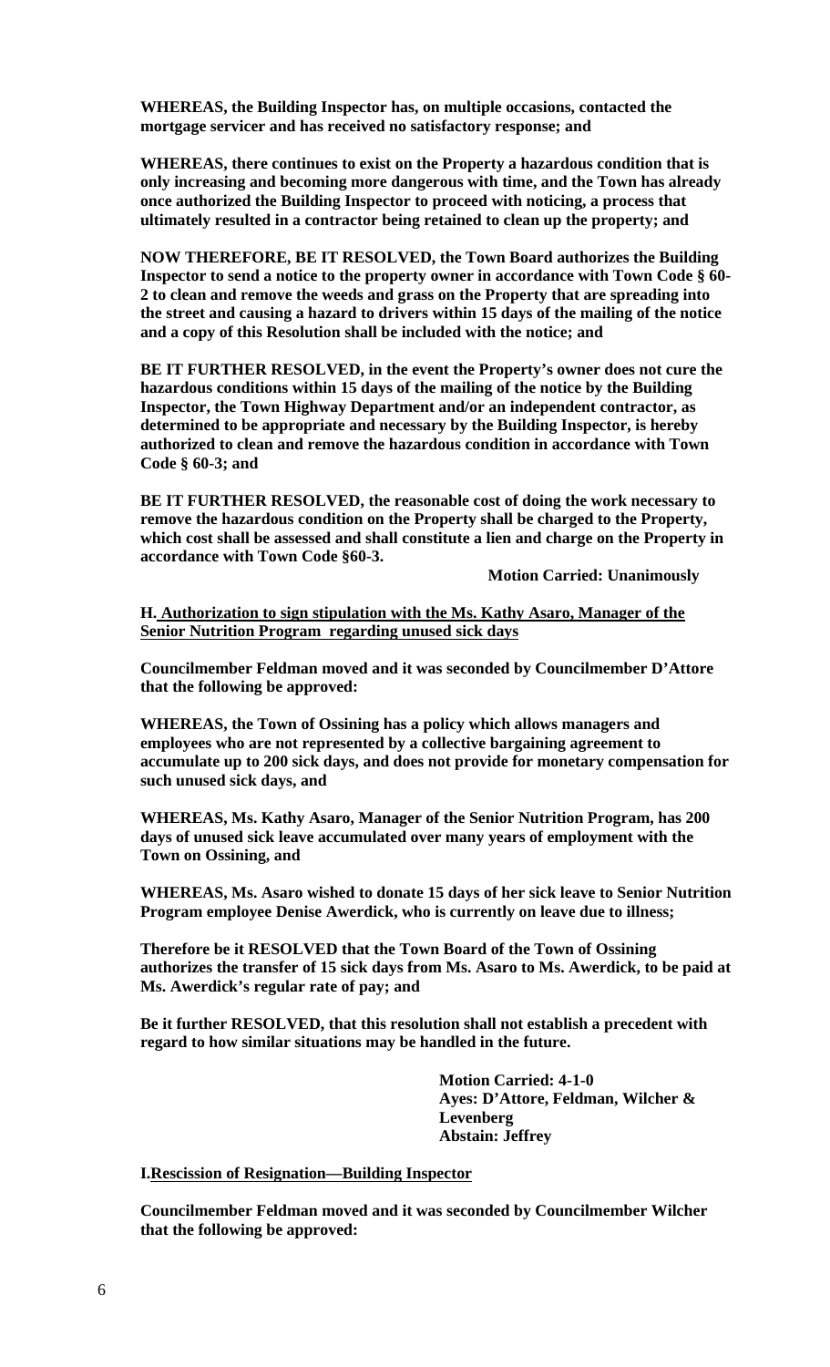**WHEREAS, the Building Inspector has, on multiple occasions, contacted the mortgage servicer and has received no satisfactory response; and**

**WHEREAS, there continues to exist on the Property a hazardous condition that is only increasing and becoming more dangerous with time, and the Town has already once authorized the Building Inspector to proceed with noticing, a process that ultimately resulted in a contractor being retained to clean up the property; and**

**NOW THEREFORE, BE IT RESOLVED, the Town Board authorizes the Building Inspector to send a notice to the property owner in accordance with Town Code § 60-2 to clean and remove the weeds and grass on the Property that are spreading into the street and causing a hazard to drivers within 15 days of the mailing of the notice and a copy of this Resolution shall be included with the notice; and**

**BE IT FURTHER RESOLVED, in the event the Property's owner does not cure the hazardous conditions within 15 days of the mailing of the notice by the Building Inspector, the Town Highway Department and/or an independent contractor, as determined to be appropriate and necessary by the Building Inspector, is hereby authorized to clean and remove the hazardous condition in accordance with Town Code § 60-3; and**

**BE IT FURTHER RESOLVED, the reasonable cost of doing the work necessary to remove the hazardous condition on the Property shall be charged to the Property, which cost shall be assessed and shall constitute a lien and charge on the Property in accordance with Town Code §60-3.**

**Motion Carried: Unanimously**

**H. <u>Authorization to sign stipulation with the Ms. Kathy Asaro, Manager of the Senior Nutrition Program regarding unused sick days</u>**

**Councilmember Feldman moved and it was seconded by Councilmember D'Attore that the following be approved:**

**WHEREAS, the Town of Ossining has a policy which allows managers and employees who are not represented by a collective bargaining agreement to accumulate up to 200 sick days, and does not provide for monetary compensation for such unused sick days, and**

**WHEREAS, Ms. Kathy Asaro, Manager of the Senior Nutrition Program, has 200 days of unused sick leave accumulated over many years of employment with the Town on Ossining, and**

**WHEREAS, Ms. Asaro wished to donate 15 days of her sick leave to Senior Nutrition Program employee Denise Awerdick, who is currently on leave due to illness;**

**Therefore be it RESOLVED that the Town Board of the Town of Ossining authorizes the transfer of 15 sick days from Ms. Asaro to Ms. Awerdick, to be paid at Ms. Awerdick's regular rate of pay; and**

**Be it further RESOLVED, that this resolution shall not establish a precedent with regard to how similar situations may be handled in the future.**

**Motion Carried: 4-1-0**
**Ayes: D'Attore, Feldman, Wilcher & Levenberg**
**Abstain: Jeffrey**

**I. <u>Rescission of Resignation—Building Inspector</u>**

**Councilmember Feldman moved and it was seconded by Councilmember Wilcher that the following be approved:**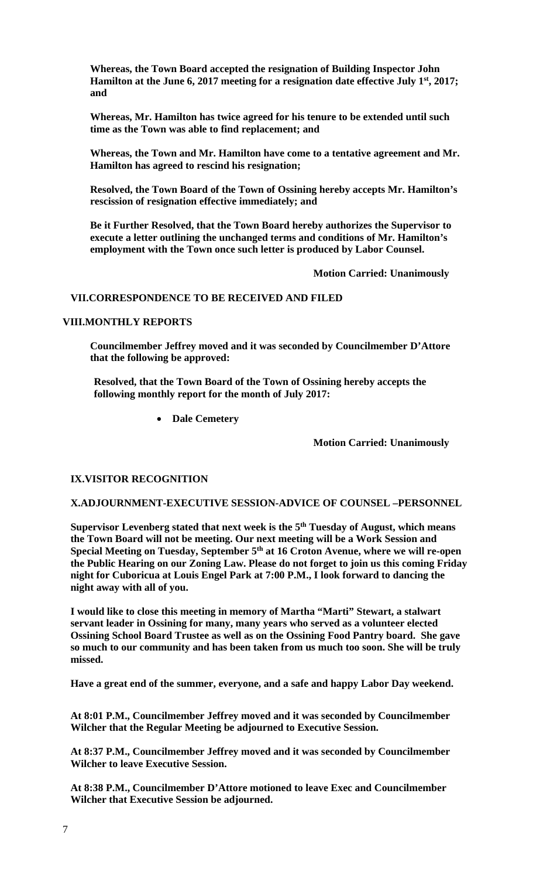**Whereas, the Town Board accepted the resignation of Building Inspector John Hamilton at the June 6, 2017 meeting for a resignation date effective July 1st, 2017; and**

**Whereas, Mr. Hamilton has twice agreed for his tenure to be extended until such time as the Town was able to find replacement; and**

**Whereas, the Town and Mr. Hamilton have come to a tentative agreement and Mr. Hamilton has agreed to rescind his resignation;**

**Resolved, the Town Board of the Town of Ossining hereby accepts Mr. Hamilton's rescission of resignation effective immediately; and**

**Be it Further Resolved, that the Town Board hereby authorizes the Supervisor to execute a letter outlining the unchanged terms and conditions of Mr. Hamilton's employment with the Town once such letter is produced by Labor Counsel.**

**Motion Carried: Unanimously**

**VII.CORRESPONDENCE TO BE RECEIVED AND FILED**

**VIII.MONTHLY REPORTS**

**Councilmember Jeffrey moved and it was seconded by Councilmember D'Attore that the following be approved:**

**Resolved, that the Town Board of the Town of Ossining hereby accepts the following monthly report for the month of July 2017:**

- **Dale Cemetery**

**Motion Carried: Unanimously**

**IX.VISITOR RECOGNITION**

**X.ADJOURNMENT-EXECUTIVE SESSION-ADVICE OF COUNSEL –PERSONNEL**

**Supervisor Levenberg stated that next week is the 5th Tuesday of August, which means the Town Board will not be meeting. Our next meeting will be a Work Session and Special Meeting on Tuesday, September 5th at 16 Croton Avenue, where we will re-open the Public Hearing on our Zoning Law. Please do not forget to join us this coming Friday night for Cuboricua at Louis Engel Park at 7:00 P.M., I look forward to dancing the night away with all of you.**

**I would like to close this meeting in memory of Martha "Marti" Stewart, a stalwart servant leader in Ossining for many, many years who served as a volunteer elected Ossining School Board Trustee as well as on the Ossining Food Pantry board. She gave so much to our community and has been taken from us much too soon. She will be truly missed.**

**Have a great end of the summer, everyone, and a safe and happy Labor Day weekend.**

**At 8:01 P.M., Councilmember Jeffrey moved and it was seconded by Councilmember Wilcher that the Regular Meeting be adjourned to Executive Session.**

**At 8:37 P.M., Councilmember Jeffrey moved and it was seconded by Councilmember Wilcher to leave Executive Session.**

**At 8:38 P.M., Councilmember D'Attore motioned to leave Exec and Councilmember Wilcher that Executive Session be adjourned.**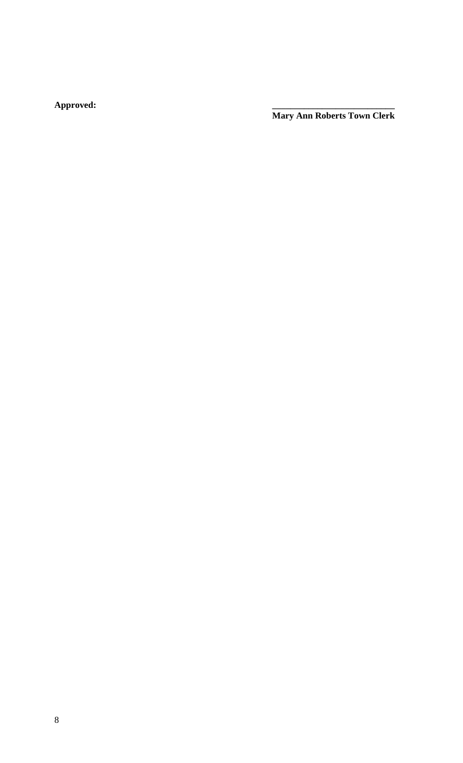**Approved:**

\_\_\_\_\_\_\_\_\_\_\_\_\_\_\_\_\_\_\_\_\_\_\_\_\_\_\_

**Mary Ann Roberts Town Clerk**